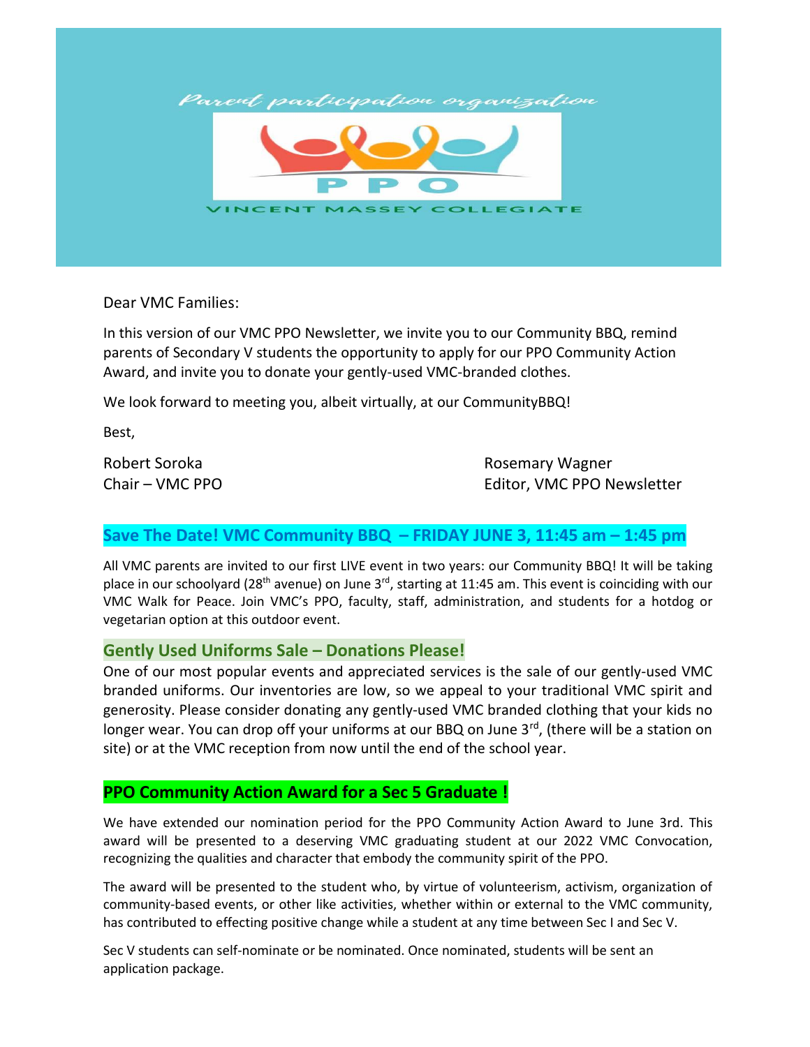Parent participation organization

PPO

VINCENT MASSEY COLLEGIATE

Dear VMC Families:

In this version of our VMC PPO Newsletter, we invite you to our Community BBQ, remind parents of Secondary V students the opportunity to apply for our PPO Community Action Award, and invite you to donate your gently-used VMC-branded clothes.

We look forward to meeting you, albeit virtually, at our CommunityBBQ!

Best,

Robert Soroka
Chair – VMC PPO

Rosemary Wagner
Editor, VMC PPO Newsletter

## Save The Date! VMC Community BBQ – FRIDAY JUNE 3, 11:45 am – 1:45 pm

All VMC parents are invited to our first LIVE event in two years: our Community BBQ! It will be taking place in our schoolyard (28th avenue) on June 3rd, starting at 11:45 am. This event is coinciding with our VMC Walk for Peace. Join VMC's PPO, faculty, staff, administration, and students for a hotdog or vegetarian option at this outdoor event.

## Gently Used Uniforms Sale – Donations Please!

One of our most popular events and appreciated services is the sale of our gently-used VMC branded uniforms. Our inventories are low, so we appeal to your traditional VMC spirit and generosity. Please consider donating any gently-used VMC branded clothing that your kids no longer wear. You can drop off your uniforms at our BBQ on June 3rd, (there will be a station on site) or at the VMC reception from now until the end of the school year.

## PPO Community Action Award for a Sec 5 Graduate !

We have extended our nomination period for the PPO Community Action Award to June 3rd. This award will be presented to a deserving VMC graduating student at our 2022 VMC Convocation, recognizing the qualities and character that embody the community spirit of the PPO.

The award will be presented to the student who, by virtue of volunteerism, activism, organization of community-based events, or other like activities, whether within or external to the VMC community, has contributed to effecting positive change while a student at any time between Sec I and Sec V.

Sec V students can self-nominate or be nominated. Once nominated, students will be sent an application package.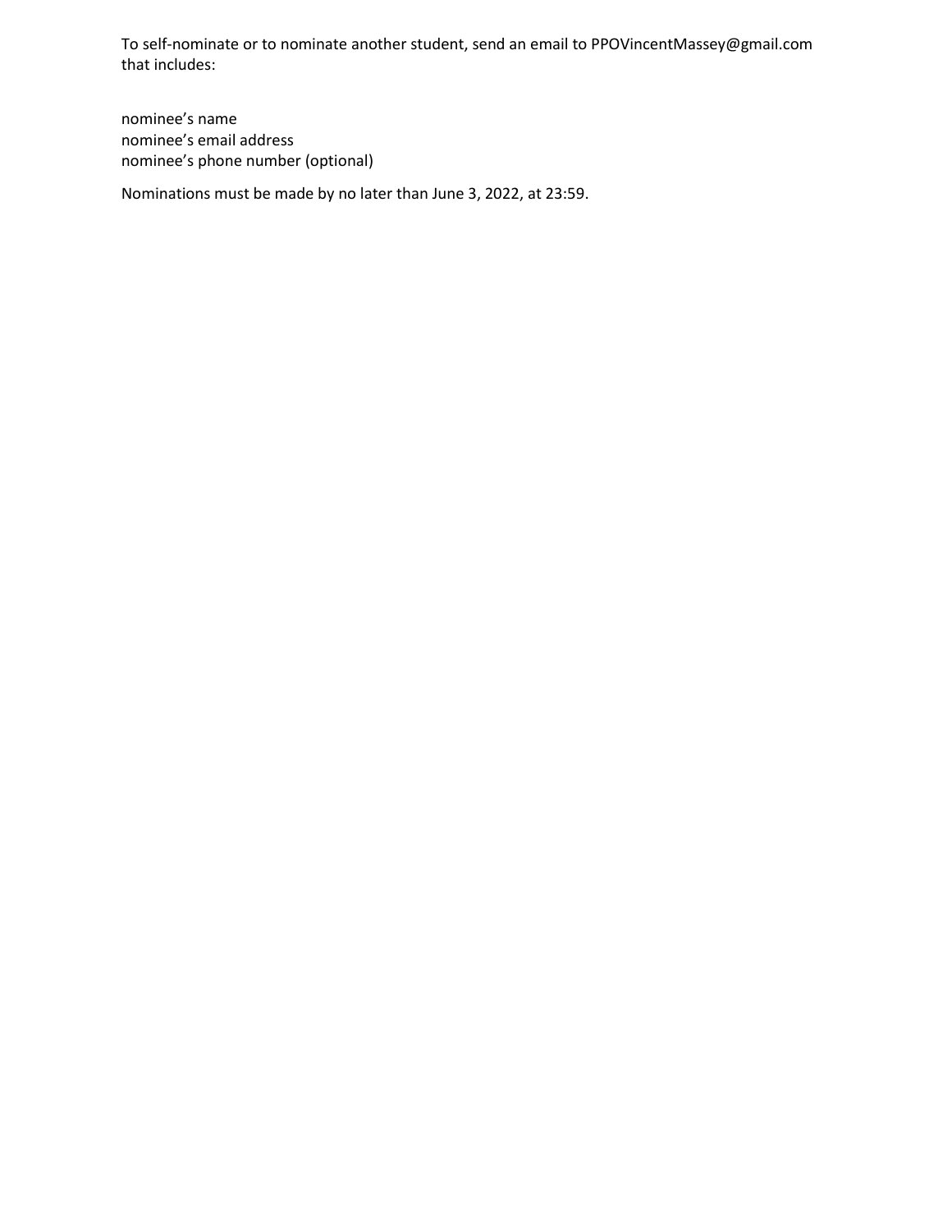To self-nominate or to nominate another student, send an email to PPOVincentMassey@gmail.com that includes:

nominee's name
nominee's email address
nominee's phone number (optional)

Nominations must be made by no later than June 3, 2022, at 23:59.